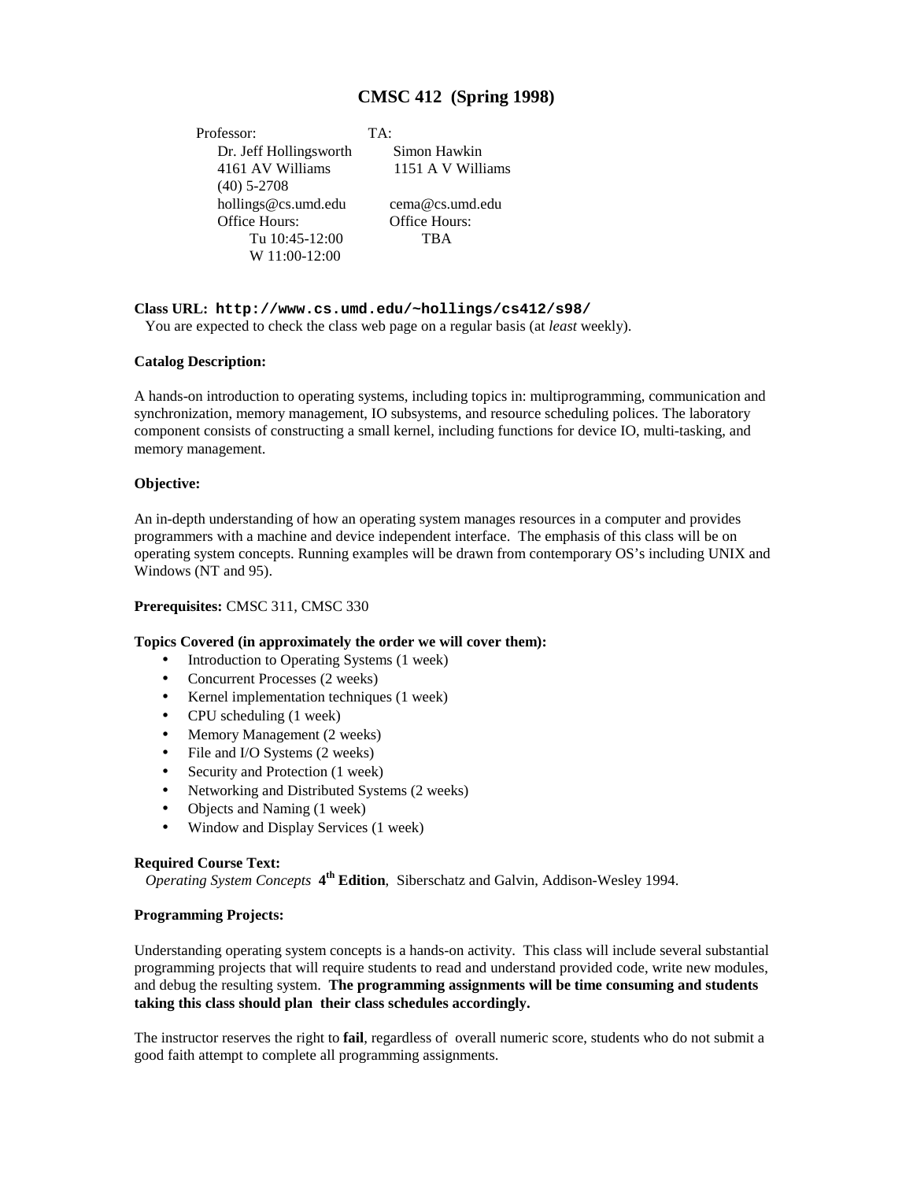# CMSC 412 (Spring 1998)

| Professor: | TA: |
| --- | --- |
| Dr. Jeff Hollingsworth | Simon Hawkin |
| 4161 AV Williams | 1151 A V Williams |
| (40) 5-2708 | |
| hollings@cs.umd.edu | cema@cs.umd.edu |
| Office Hours: | Office Hours: |
| Tu 10:45-12:00 | TBA |
| W 11:00-12:00 | |

**Class URL:** `http://www.cs.umd.edu/~hollings/cs412/s98/`
You are expected to check the class web page on a regular basis (at *least* weekly).

**Catalog Description:**

A hands-on introduction to operating systems, including topics in: multiprogramming, communication and synchronization, memory management, IO subsystems, and resource scheduling polices. The laboratory component consists of constructing a small kernel, including functions for device IO, multi-tasking, and memory management.

**Objective:**

An in-depth understanding of how an operating system manages resources in a computer and provides programmers with a machine and device independent interface. The emphasis of this class will be on operating system concepts. Running examples will be drawn from contemporary OS's including UNIX and Windows (NT and 95).

**Prerequisites:** CMSC 311, CMSC 330

**Topics Covered (in approximately the order we will cover them):**

- Introduction to Operating Systems (1 week)
- Concurrent Processes (2 weeks)
- Kernel implementation techniques (1 week)
- CPU scheduling (1 week)
- Memory Management (2 weeks)
- File and I/O Systems (2 weeks)
- Security and Protection (1 week)
- Networking and Distributed Systems (2 weeks)
- Objects and Naming (1 week)
- Window and Display Services (1 week)

**Required Course Text:**
*Operating System Concepts* **4th Edition**, Siberschatz and Galvin, Addison-Wesley 1994.

**Programming Projects:**

Understanding operating system concepts is a hands-on activity. This class will include several substantial programming projects that will require students to read and understand provided code, write new modules, and debug the resulting system. **The programming assignments will be time consuming and students taking this class should plan their class schedules accordingly.**

The instructor reserves the right to **fail**, regardless of overall numeric score, students who do not submit a good faith attempt to complete all programming assignments.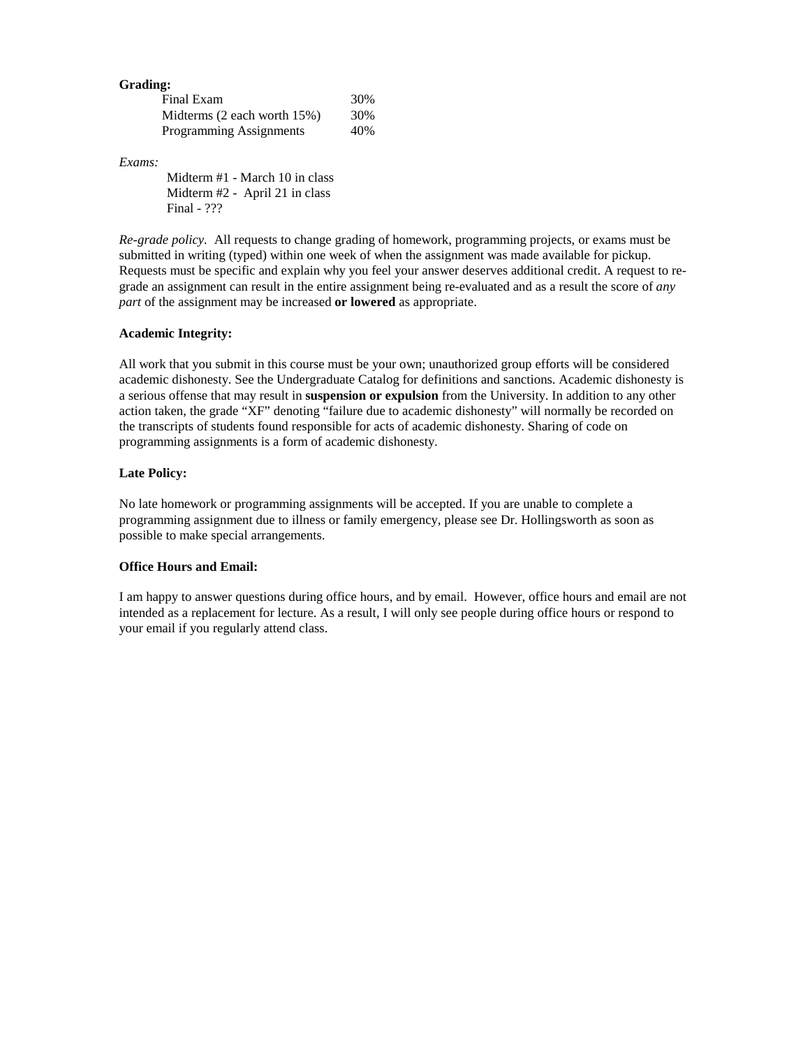**Grading:**

| | |
|---|---|
| Final Exam | 30% |
| Midterms (2 each worth 15%) | 30% |
| Programming Assignments | 40% |

*Exams:*

Midterm #1 - March 10 in class
Midterm #2 - April 21 in class
Final - ???

*Re-grade policy*. All requests to change grading of homework, programming projects, or exams must be submitted in writing (typed) within one week of when the assignment was made available for pickup. Requests must be specific and explain why you feel your answer deserves additional credit. A request to re-grade an assignment can result in the entire assignment being re-evaluated and as a result the score of *any part* of the assignment may be increased **or lowered** as appropriate.

**Academic Integrity:**

All work that you submit in this course must be your own; unauthorized group efforts will be considered academic dishonesty. See the Undergraduate Catalog for definitions and sanctions. Academic dishonesty is a serious offense that may result in **suspension or expulsion** from the University. In addition to any other action taken, the grade "XF" denoting "failure due to academic dishonesty" will normally be recorded on the transcripts of students found responsible for acts of academic dishonesty. Sharing of code on programming assignments is a form of academic dishonesty.

**Late Policy:**

No late homework or programming assignments will be accepted. If you are unable to complete a programming assignment due to illness or family emergency, please see Dr. Hollingsworth as soon as possible to make special arrangements.

**Office Hours and Email:**

I am happy to answer questions during office hours, and by email. However, office hours and email are not intended as a replacement for lecture. As a result, I will only see people during office hours or respond to your email if you regularly attend class.